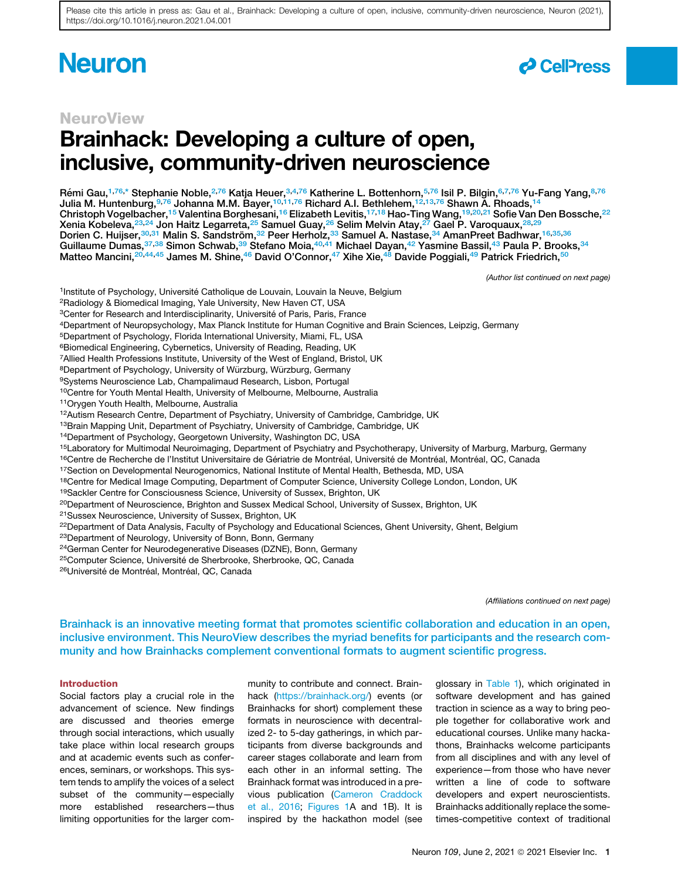Please cite this article in press as: Gau et al., Brainhack: Developing a culture of open, inclusive, community-driven neuroscience, Neuron (2021), https://doi.org/10.1016/j.neuron.2021.04.001

NeuroView

# Brainhack: Developing a culture of open, inclusive, community-driven neuroscience

Rémi Gau,[1,76,*] Stephanie Noble,[2,76] Katja Heuer,[3,4,76] Katherine L. Bottenhorn,[5,76] Isil P. Bilgin,[6,7,76] Yu-Fang Yang,[8,76] Julia M. Huntenburg,[9,76] Johanna M.M. Bayer,[10,11,76] Richard A.I. Bethlehem,[12,13,76] Shawn A. Rhoads,[14] Christoph Vogelbacher,[15] Valentina Borghesani,[16] Elizabeth Levitis,[17,18] Hao-Ting Wang,[19,20,21] Sofie Van Den Bossche,[22] Xenia Kobeleva,[23,24] Jon Haitz Legarreta,[25] Samuel Guay,[26] Selim Melvin Atay,[27] Gael P. Varoquaux,[28,29] Dorien C. Huijser,[30,31] Malin S. Sandström,[32] Peer Herholz,[33] Samuel A. Nastase,[34] AmanPreet Badhwar,[16,35,36] Guillaume Dumas,[37,38] Simon Schwab,[39] Stefano Moia,[40,41] Michael Dayan,[42] Yasmine Bassil,[43] Paula P. Brooks,[34] Matteo Mancini,[20,44,45] James M. Shine,[46] David O'Connor,[47] Xihe Xie,[48] Davide Poggiali,[49] Patrick Friedrich,[50]

(Author list continued on next page)

[1]Institute of Psychology, Université Catholique de Louvain, Louvain la Neuve, Belgium
[2]Radiology & Biomedical Imaging, Yale University, New Haven CT, USA
[3]Center for Research and Interdisciplinarity, Université of Paris, Paris, France
[4]Department of Neuropsychology, Max Planck Institute for Human Cognitive and Brain Sciences, Leipzig, Germany
[5]Department of Psychology, Florida International University, Miami, FL, USA
[6]Biomedical Engineering, Cybernetics, University of Reading, Reading, UK
[7]Allied Health Professions Institute, University of the West of England, Bristol, UK
[8]Department of Psychology, University of Würzburg, Würzburg, Germany
[9]Systems Neuroscience Lab, Champalimaud Research, Lisbon, Portugal
[10]Centre for Youth Mental Health, University of Melbourne, Melbourne, Australia
[11]Orygen Youth Health, Melbourne, Australia
[12]Autism Research Centre, Department of Psychiatry, University of Cambridge, Cambridge, UK
[13]Brain Mapping Unit, Department of Psychiatry, University of Cambridge, Cambridge, UK
[14]Department of Psychology, Georgetown University, Washington DC, USA
[15]Laboratory for Multimodal Neuroimaging, Department of Psychiatry and Psychotherapy, University of Marburg, Marburg, Germany
[16]Centre de Recherche de l'Institut Universitaire de Gériatrie de Montréal, Université de Montréal, Montréal, QC, Canada
[17]Section on Developmental Neurogenomics, National Institute of Mental Health, Bethesda, MD, USA
[18]Centre for Medical Image Computing, Department of Computer Science, University College London, London, UK
[19]Sackler Centre for Consciousness Science, University of Sussex, Brighton, UK
[20]Department of Neuroscience, Brighton and Sussex Medical School, University of Sussex, Brighton, UK
[21]Sussex Neuroscience, University of Sussex, Brighton, UK
[22]Department of Data Analysis, Faculty of Psychology and Educational Sciences, Ghent University, Ghent, Belgium
[23]Department of Neurology, University of Bonn, Bonn, Germany
[24]German Center for Neurodegenerative Diseases (DZNE), Bonn, Germany
[25]Computer Science, Université de Sherbrooke, Sherbrooke, QC, Canada
[26]Université de Montréal, Montréal, QC, Canada

(Affiliations continued on next page)

**Brainhack is an innovative meeting format that promotes scientific collaboration and education in an open, inclusive environment. This NeuroView describes the myriad benefits for participants and the research community and how Brainhacks complement conventional formats to augment scientific progress.**

## Introduction

Social factors play a crucial role in the advancement of science. New findings are discussed and theories emerge through social interactions, which usually take place within local research groups and at academic events such as conferences, seminars, or workshops. This system tends to amplify the voices of a select subset of the community—especially more established researchers—thus limiting opportunities for the larger community to contribute and connect. Brainhack (https://brainhack.org/) events (or Brainhacks for short) complement these formats in neuroscience with decentralized 2- to 5-day gatherings, in which participants from diverse backgrounds and career stages collaborate and learn from each other in an informal setting. The Brainhack format was introduced in a previous publication (Cameron Craddock et al., 2016; Figures 1A and 1B). It is inspired by the hackathon model (see glossary in Table 1), which originated in software development and has gained traction in science as a way to bring people together for collaborative work and educational courses. Unlike many hackathons, Brainhacks welcome participants from all disciplines and with any level of experience—from those who have never written a line of code to software developers and expert neuroscientists. Brainhacks additionally replace the sometimes-competitive context of traditional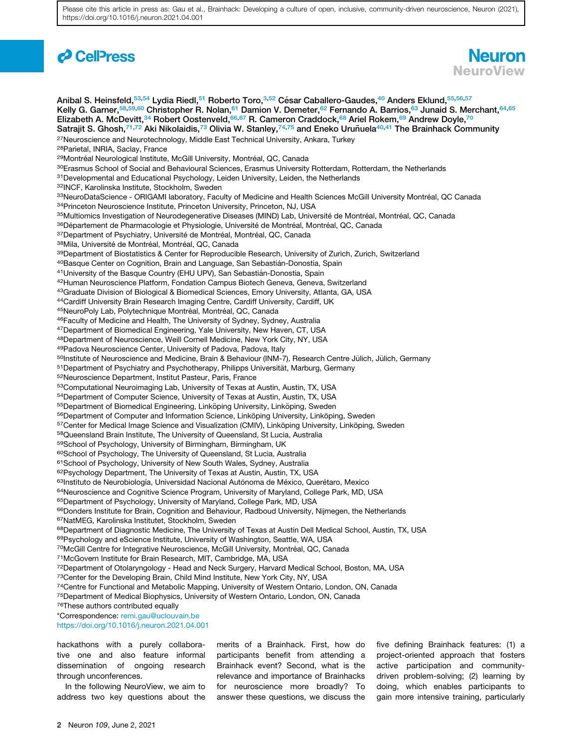Anibal S. Heinsfeld,[53,54] Lydia Riedl,[51] Roberto Toro,[3,52] César Caballero-Gaudes,[40] Anders Eklund,[55,56,57] Kelly G. Garner,[58,59,60] Christopher R. Nolan,[61] Damion V. Demeter,[62] Fernando A. Barrios,[63] Junaid S. Merchant,[64,65] Elizabeth A. McDevitt,[34] Robert Oostenveld,[66,67] R. Cameron Craddock,[68] Ariel Rokem,[69] Andrew Doyle,[70] Satrajit S. Ghosh,[71,72] Aki Nikolaidis,[73] Olivia W. Stanley,[74,75] and Eneko Uruñuela[40,41] The Brainhack Community

[27]Neuroscience and Neurotechnology, Middle East Technical University, Ankara, Turkey
[28]Parietal, INRIA, Saclay, France
[29]Montréal Neurological Institute, McGill University, Montréal, QC, Canada
[30]Erasmus School of Social and Behavioural Sciences, Erasmus University Rotterdam, Rotterdam, the Netherlands
[31]Developmental and Educational Psychology, Leiden University, Leiden, the Netherlands
[32]INCF, Karolinska Institute, Stockholm, Sweden
[33]NeuroDataScience - ORIGAMI laboratory, Faculty of Medicine and Health Sciences McGill University Montréal, QC Canada
[34]Princeton Neuroscience Institute, Princeton University, Princeton, NJ, USA
[35]Multiomics Investigation of Neurodegenerative Diseases (MIND) Lab, Université de Montréal, Montréal, QC, Canada
[36]Département de Pharmacologie et Physiologie, Université de Montréal, Montréal, QC, Canada
[37]Department of Psychiatry, Université de Montréal, Montréal, QC, Canada
[38]Mila, Université de Montréal, Montréal, QC, Canada
[39]Department of Biostatistics & Center for Reproducible Research, University of Zurich, Zurich, Switzerland
[40]Basque Center on Cognition, Brain and Language, San Sebastián-Donostia, Spain
[41]University of the Basque Country (EHU UPV), San Sebastián-Donostia, Spain
[42]Human Neuroscience Platform, Fondation Campus Biotech Geneva, Geneva, Switzerland
[43]Graduate Division of Biological & Biomedical Sciences, Emory University, Atlanta, GA, USA
[44]Cardiff University Brain Research Imaging Centre, Cardiff University, Cardiff, UK
[45]NeuroPoly Lab, Polytechnique Montréal, Montréal, QC, Canada
[46]Faculty of Medicine and Health, The University of Sydney, Sydney, Australia
[47]Department of Biomedical Engineering, Yale University, New Haven, CT, USA
[48]Department of Neuroscience, Weill Cornell Medicine, New York City, NY, USA
[49]Padova Neuroscience Center, University of Padova, Padova, Italy
[50]Institute of Neuroscience and Medicine, Brain & Behaviour (INM-7), Research Centre Jülich, Jülich, Germany
[51]Department of Psychiatry and Psychotherapy, Philipps Universität, Marburg, Germany
[52]Neuroscience Department, Institut Pasteur, Paris, France
[53]Computational Neuroimaging Lab, University of Texas at Austin, Austin, TX, USA
[54]Department of Computer Science, University of Texas at Austin, Austin, TX, USA
[55]Department of Biomedical Engineering, Linköping University, Linköping, Sweden
[56]Department of Computer and Information Science, Linköping University, Linköping, Sweden
[57]Center for Medical Image Science and Visualization (CMIV), Linköping University, Linköping, Sweden
[58]Queensland Brain Institute, The University of Queensland, St Lucia, Australia
[59]School of Psychology, University of Birmingham, Birmingham, UK
[60]School of Psychology, The University of Queensland, St Lucia, Australia
[61]School of Psychology, University of New South Wales, Sydney, Australia
[62]Psychology Department, The University of Texas at Austin, Austin, TX, USA
[63]Instituto de Neurobiología, Universidad Nacional Autónoma de México, Querétaro, Mexico
[64]Neuroscience and Cognitive Science Program, University of Maryland, College Park, MD, USA
[65]Department of Psychology, University of Maryland, College Park, MD, USA
[66]Donders Institute for Brain, Cognition and Behaviour, Radboud University, Nijmegen, the Netherlands
[67]NatMEG, Karolinska Institutet, Stockholm, Sweden
[68]Department of Diagnostic Medicine, The University of Texas at Austin Dell Medical School, Austin, TX, USA
[69]Psychology and eScience Institute, University of Washington, Seattle, WA, USA
[70]McGill Centre for Integrative Neuroscience, McGill University, Montréal, QC, Canada
[71]McGovern Institute for Brain Research, MIT, Cambridge, MA, USA
[72]Department of Otolaryngology - Head and Neck Surgery, Harvard Medical School, Boston, MA, USA
[73]Center for the Developing Brain, Child Mind Institute, New York City, NY, USA
[74]Centre for Functional and Metabolic Mapping, University of Western Ontario, London, ON, Canada
[75]Department of Medical Biophysics, University of Western Ontario, London, ON, Canada
[76]These authors contributed equally
*Correspondence: remi.gau@uclouvain.be
https://doi.org/10.1016/j.neuron.2021.04.001

hackathons with a purely collaborative one and also feature informal dissemination of ongoing research through unconferences.

In the following NeuroView, we aim to address two key questions about the merits of a Brainhack. First, how do participants benefit from attending a Brainhack event? Second, what is the relevance and importance of Brainhacks for neuroscience more broadly? To answer these questions, we discuss the five defining Brainhack features: (1) a project-oriented approach that fosters active participation and community-driven problem-solving; (2) learning by doing, which enables participants to gain more intensive training, particularly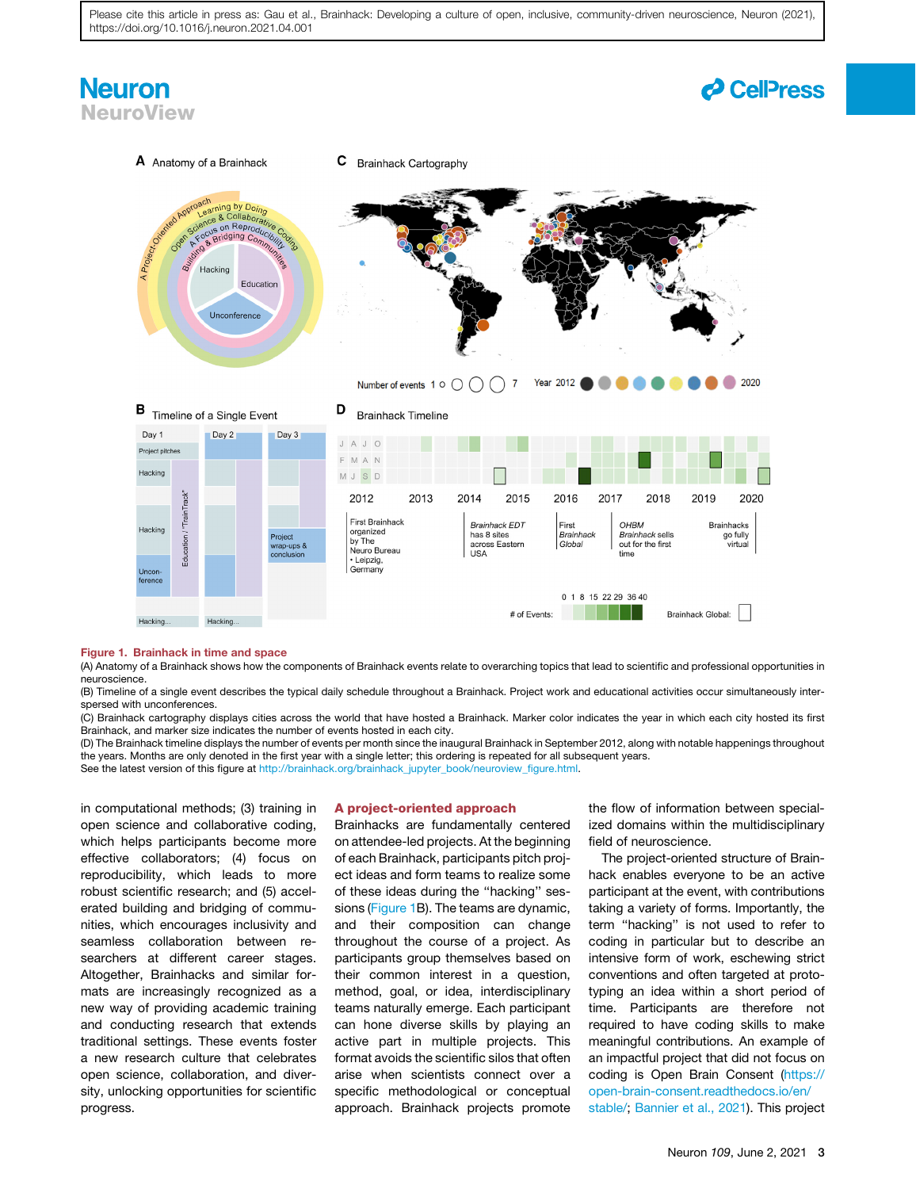**Figure 1. Brainhack in time and space**

(A) Anatomy of a Brainhack shows how the components of Brainhack events relate to overarching topics that lead to scientific and professional opportunities in neuroscience.

(B) Timeline of a single event describes the typical daily schedule throughout a Brainhack. Project work and educational activities occur simultaneously interspersed with unconferences.

(C) Brainhack cartography displays cities across the world that have hosted a Brainhack. Marker color indicates the year in which each city hosted its first Brainhack, and marker size indicates the number of events hosted in each city.

(D) The Brainhack timeline displays the number of events per month since the inaugural Brainhack in September 2012, along with notable happenings throughout the years. Months are only denoted in the first year with a single letter; this ordering is repeated for all subsequent years.

See the latest version of this figure at http://brainhack.org/brainhack_jupyter_book/neuroview_figure.html.

in computational methods; (3) training in open science and collaborative coding, which helps participants become more effective collaborators; (4) focus on reproducibility, which leads to more robust scientific research; and (5) accelerated building and bridging of communities, which encourages inclusivity and seamless collaboration between researchers at different career stages. Altogether, Brainhacks and similar formats are increasingly recognized as a new way of providing academic training and conducting research that extends traditional settings. These events foster a new research culture that celebrates open science, collaboration, and diversity, unlocking opportunities for scientific progress.

## A project-oriented approach

Brainhacks are fundamentally centered on attendee-led projects. At the beginning of each Brainhack, participants pitch project ideas and form teams to realize some of these ideas during the "hacking" sessions (Figure 1B). The teams are dynamic, and their composition can change throughout the course of a project. As participants group themselves based on their common interest in a question, method, goal, or idea, interdisciplinary teams naturally emerge. Each participant can hone diverse skills by playing an active part in multiple projects. This format avoids the scientific silos that often arise when scientists connect over a specific methodological or conceptual approach. Brainhack projects promote the flow of information between specialized domains within the multidisciplinary field of neuroscience.

The project-oriented structure of Brainhack enables everyone to be an active participant at the event, with contributions taking a variety of forms. Importantly, the term "hacking" is not used to refer to coding in particular but to describe an intensive form of work, eschewing strict conventions and often targeted at prototyping an idea within a short period of time. Participants are therefore not required to have coding skills to make meaningful contributions. An example of an impactful project that did not focus on coding is Open Brain Consent (https://open-brain-consent.readthedocs.io/en/stable/; Bannier et al., 2021). This project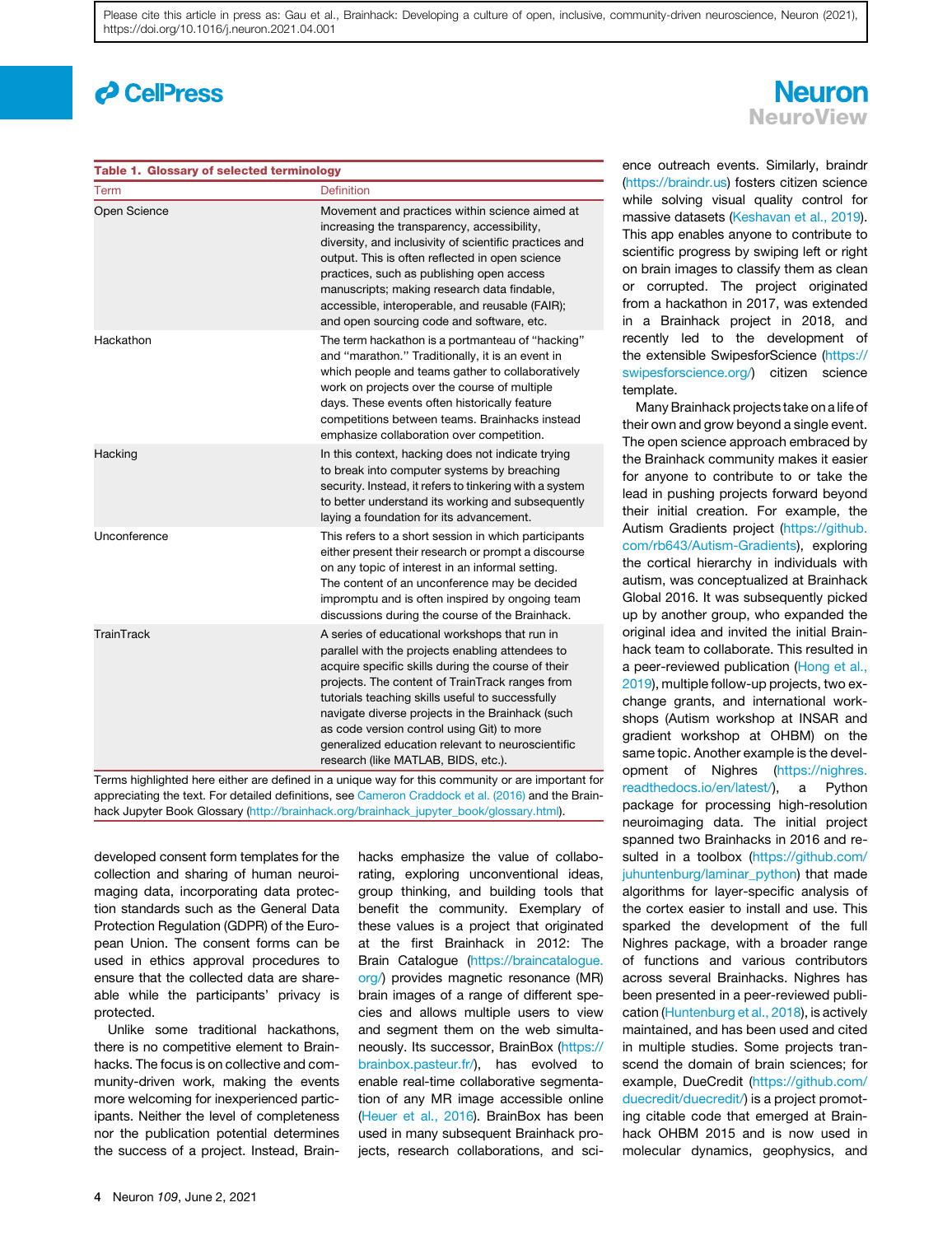**Table 1. Glossary of selected terminology**

| Term | Definition |
| --- | --- |
| Open Science | Movement and practices within science aimed at increasing the transparency, accessibility, diversity, and inclusivity of scientific practices and output. This is often reflected in open science practices, such as publishing open access manuscripts; making research data findable, accessible, interoperable, and reusable (FAIR); and open sourcing code and software, etc. |
| Hackathon | The term hackathon is a portmanteau of "hacking" and "marathon." Traditionally, it is an event in which people and teams gather to collaboratively work on projects over the course of multiple days. These events often historically feature competitions between teams. Brainhacks instead emphasize collaboration over competition. |
| Hacking | In this context, hacking does not indicate trying to break into computer systems by breaching security. Instead, it refers to tinkering with a system to better understand its working and subsequently laying a foundation for its advancement. |
| Unconference | This refers to a short session in which participants either present their research or prompt a discourse on any topic of interest in an informal setting. The content of an unconference may be decided impromptu and is often inspired by ongoing team discussions during the course of the Brainhack. |
| TrainTrack | A series of educational workshops that run in parallel with the projects enabling attendees to acquire specific skills during the course of their projects. The content of TrainTrack ranges from tutorials teaching skills useful to successfully navigate diverse projects in the Brainhack (such as code version control using Git) to more generalized education relevant to neuroscientific research (like MATLAB, BIDS, etc.). |

Terms highlighted here either are defined in a unique way for this community or are important for appreciating the text. For detailed definitions, see Cameron Craddock et al. (2016) and the Brainhack Jupyter Book Glossary (http://brainhack.org/brainhack_jupyter_book/glossary.html).

developed consent form templates for the collection and sharing of human neuroimaging data, incorporating data protection standards such as the General Data Protection Regulation (GDPR) of the European Union. The consent forms can be used in ethics approval procedures to ensure that the collected data are shareable while the participants' privacy is protected.

Unlike some traditional hackathons, there is no competitive element to Brainhacks. The focus is on collective and community-driven work, making the events more welcoming for inexperienced participants. Neither the level of completeness nor the publication potential determines the success of a project. Instead, Brainhacks emphasize the value of collaborating, exploring unconventional ideas, group thinking, and building tools that benefit the community. Exemplary of these values is a project that originated at the first Brainhack in 2012: The Brain Catalogue (https://braincatalogue.org/) provides magnetic resonance (MR) brain images of a range of different species and allows multiple users to view and segment them on the web simultaneously. Its successor, BrainBox (https://brainbox.pasteur.fr/), has evolved to enable real-time collaborative segmentation of any MR image accessible online (Heuer et al., 2016). BrainBox has been used in many subsequent Brainhack projects, research collaborations, and science outreach events. Similarly, braindr (https://braindr.us) fosters citizen science while solving visual quality control for massive datasets (Keshavan et al., 2019). This app enables anyone to contribute to scientific progress by swiping left or right on brain images to classify them as clean or corrupted. The project originated from a hackathon in 2017, was extended in a Brainhack project in 2018, and recently led to the development of the extensible SwipesforScience (https://swipesforscience.org/) citizen science template.

Many Brainhack projects take on a life of their own and grow beyond a single event. The open science approach embraced by the Brainhack community makes it easier for anyone to contribute to or take the lead in pushing projects forward beyond their initial creation. For example, the Autism Gradients project (https://github.com/rb643/Autism-Gradients), exploring the cortical hierarchy in individuals with autism, was conceptualized at Brainhack Global 2016. It was subsequently picked up by another group, who expanded the original idea and invited the initial Brainhack team to collaborate. This resulted in a peer-reviewed publication (Hong et al., 2019), multiple follow-up projects, two exchange grants, and international workshops (Autism workshop at INSAR and gradient workshop at OHBM) on the same topic. Another example is the development of Nighres (https://nighres.readthedocs.io/en/latest/), a Python package for processing high-resolution neuroimaging data. The initial project spanned two Brainhacks in 2016 and resulted in a toolbox (https://github.com/juhuntenburg/laminar_python) that made algorithms for layer-specific analysis of the cortex easier to install and use. This sparked the development of the full Nighres package, with a broader range of functions and various contributors across several Brainhacks. Nighres has been presented in a peer-reviewed publication (Huntenburg et al., 2018), is actively maintained, and has been used and cited in multiple studies. Some projects transcend the domain of brain sciences; for example, DueCredit (https://github.com/duecredit/duecredit/) is a project promoting citable code that emerged at Brainhack OHBM 2015 and is now used in molecular dynamics, geophysics, and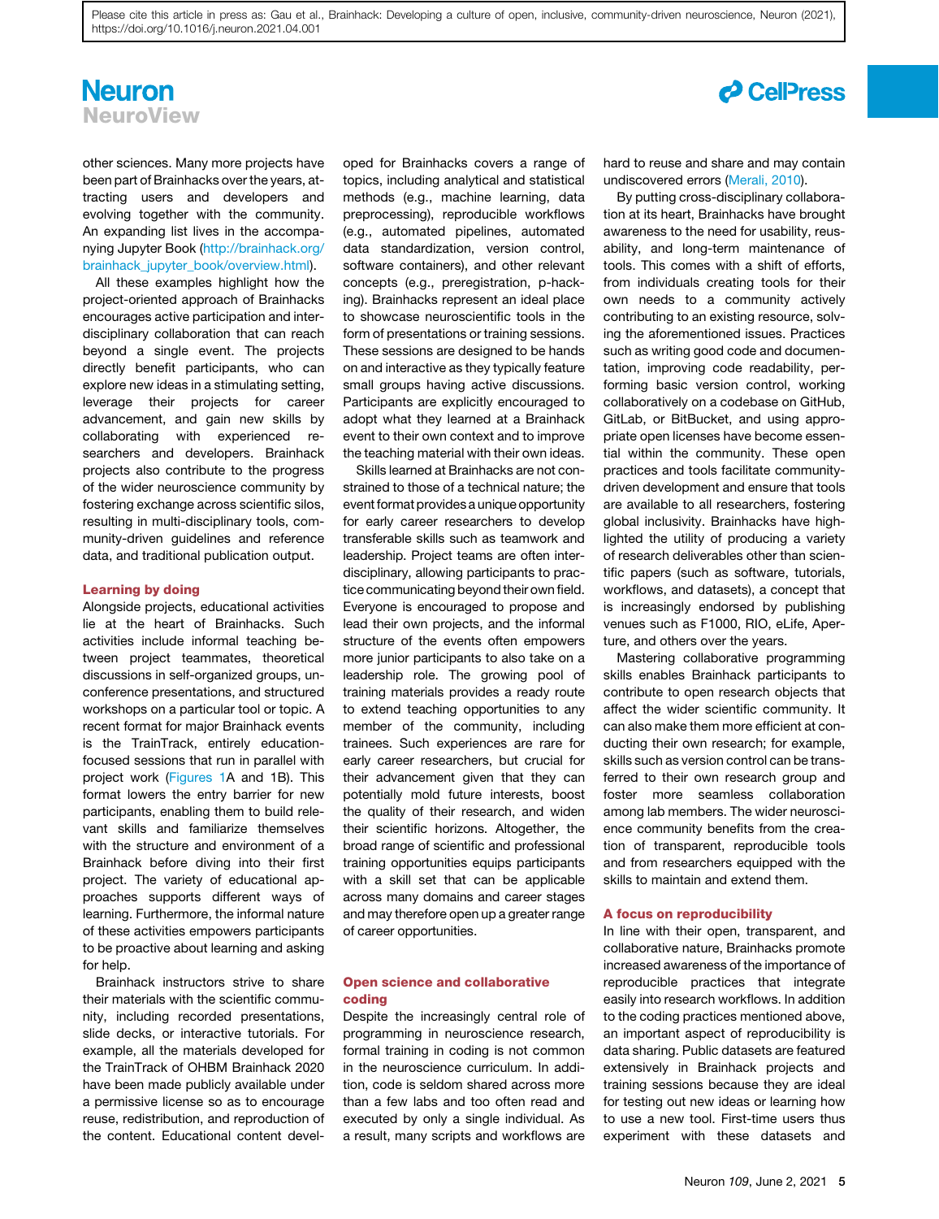other sciences. Many more projects have been part of Brainhacks over the years, attracting users and developers and evolving together with the community. An expanding list lives in the accompanying Jupyter Book (http://brainhack.org/brainhack_jupyter_book/overview.html).

All these examples highlight how the project-oriented approach of Brainhacks encourages active participation and interdisciplinary collaboration that can reach beyond a single event. The projects directly benefit participants, who can explore new ideas in a stimulating setting, leverage their projects for career advancement, and gain new skills by collaborating with experienced researchers and developers. Brainhack projects also contribute to the progress of the wider neuroscience community by fostering exchange across scientific silos, resulting in multi-disciplinary tools, community-driven guidelines and reference data, and traditional publication output.

## Learning by doing

Alongside projects, educational activities lie at the heart of Brainhacks. Such activities include informal teaching between project teammates, theoretical discussions in self-organized groups, unconference presentations, and structured workshops on a particular tool or topic. A recent format for major Brainhack events is the TrainTrack, entirely education-focused sessions that run in parallel with project work (Figures 1A and 1B). This format lowers the entry barrier for new participants, enabling them to build relevant skills and familiarize themselves with the structure and environment of a Brainhack before diving into their first project. The variety of educational approaches supports different ways of learning. Furthermore, the informal nature of these activities empowers participants to be proactive about learning and asking for help.

Brainhack instructors strive to share their materials with the scientific community, including recorded presentations, slide decks, or interactive tutorials. For example, all the materials developed for the TrainTrack of OHBM Brainhack 2020 have been made publicly available under a permissive license so as to encourage reuse, redistribution, and reproduction of the content. Educational content developed for Brainhacks covers a range of topics, including analytical and statistical methods (e.g., machine learning, data preprocessing), reproducible workflows (e.g., automated pipelines, automated data standardization, version control, software containers), and other relevant concepts (e.g., preregistration, p-hacking). Brainhacks represent an ideal place to showcase neuroscientific tools in the form of presentations or training sessions. These sessions are designed to be hands on and interactive as they typically feature small groups having active discussions. Participants are explicitly encouraged to adopt what they learned at a Brainhack event to their own context and to improve the teaching material with their own ideas.

Skills learned at Brainhacks are not constrained to those of a technical nature; the event format provides a unique opportunity for early career researchers to develop transferable skills such as teamwork and leadership. Project teams are often interdisciplinary, allowing participants to practice communicating beyond their own field. Everyone is encouraged to propose and lead their own projects, and the informal structure of the events often empowers more junior participants to also take on a leadership role. The growing pool of training materials provides a ready route to extend teaching opportunities to any member of the community, including trainees. Such experiences are rare for early career researchers, but crucial for their advancement given that they can potentially mold future interests, boost the quality of their research, and widen their scientific horizons. Altogether, the broad range of scientific and professional training opportunities equips participants with a skill set that can be applicable across many domains and career stages and may therefore open up a greater range of career opportunities.

## Open science and collaborative coding

Despite the increasingly central role of programming in neuroscience research, formal training in coding is not common in the neuroscience curriculum. In addition, code is seldom shared across more than a few labs and too often read and executed by only a single individual. As a result, many scripts and workflows are hard to reuse and share and may contain undiscovered errors (Merali, 2010).

By putting cross-disciplinary collaboration at its heart, Brainhacks have brought awareness to the need for usability, reusability, and long-term maintenance of tools. This comes with a shift of efforts, from individuals creating tools for their own needs to a community actively contributing to an existing resource, solving the aforementioned issues. Practices such as writing good code and documentation, improving code readability, performing basic version control, working collaboratively on a codebase on GitHub, GitLab, or BitBucket, and using appropriate open licenses have become essential within the community. These open practices and tools facilitate community-driven development and ensure that tools are available to all researchers, fostering global inclusivity. Brainhacks have highlighted the utility of producing a variety of research deliverables other than scientific papers (such as software, tutorials, workflows, and datasets), a concept that is increasingly endorsed by publishing venues such as F1000, RIO, eLife, Aperture, and others over the years.

Mastering collaborative programming skills enables Brainhack participants to contribute to open research objects that affect the wider scientific community. It can also make them more efficient at conducting their own research; for example, skills such as version control can be transferred to their own research group and foster more seamless collaboration among lab members. The wider neuroscience community benefits from the creation of transparent, reproducible tools and from researchers equipped with the skills to maintain and extend them.

## A focus on reproducibility

In line with their open, transparent, and collaborative nature, Brainhacks promote increased awareness of the importance of reproducible practices that integrate easily into research workflows. In addition to the coding practices mentioned above, an important aspect of reproducibility is data sharing. Public datasets are featured extensively in Brainhack projects and training sessions because they are ideal for testing out new ideas or learning how to use a new tool. First-time users thus experiment with these datasets and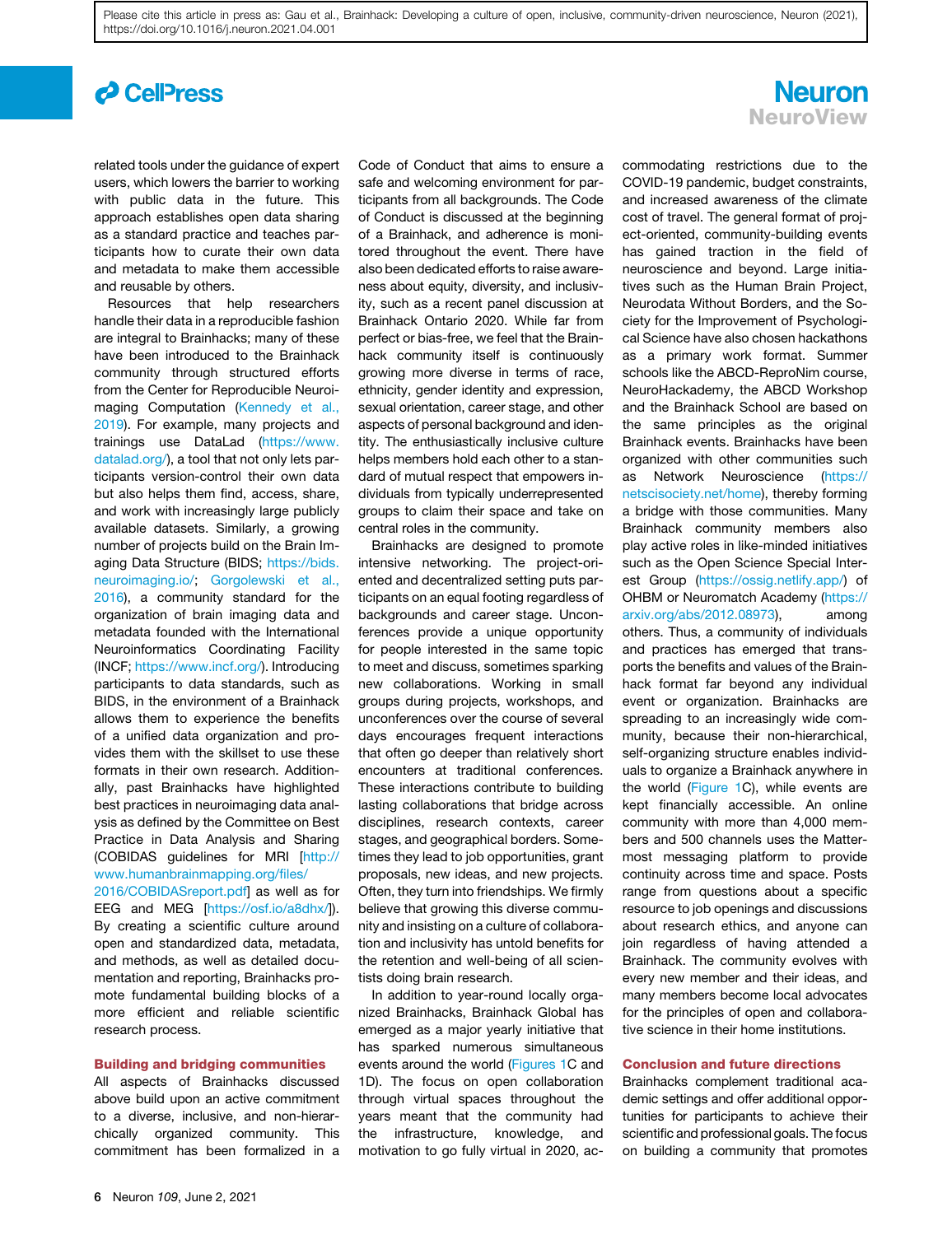related tools under the guidance of expert users, which lowers the barrier to working with public data in the future. This approach establishes open data sharing as a standard practice and teaches participants how to curate their own data and metadata to make them accessible and reusable by others.

Resources that help researchers handle their data in a reproducible fashion are integral to Brainhacks; many of these have been introduced to the Brainhack community through structured efforts from the Center for Reproducible Neuroimaging Computation (Kennedy et al., 2019). For example, many projects and trainings use DataLad (https://www.datalad.org/), a tool that not only lets participants version-control their own data but also helps them find, access, share, and work with increasingly large publicly available datasets. Similarly, a growing number of projects build on the Brain Imaging Data Structure (BIDS; https://bids.neuroimaging.io/; Gorgolewski et al., 2016), a community standard for the organization of brain imaging data and metadata founded with the International Neuroinformatics Coordinating Facility (INCF; https://www.incf.org/). Introducing participants to data standards, such as BIDS, in the environment of a Brainhack allows them to experience the benefits of a unified data organization and provides them with the skillset to use these formats in their own research. Additionally, past Brainhacks have highlighted best practices in neuroimaging data analysis as defined by the Committee on Best Practice in Data Analysis and Sharing (COBIDAS guidelines for MRI [http://www.humanbrainmapping.org/files/2016/COBIDASreport.pdf] as well as for EEG and MEG [https://osf.io/a8dhx/]). By creating a scientific culture around open and standardized data, metadata, and methods, as well as detailed documentation and reporting, Brainhacks promote fundamental building blocks of a more efficient and reliable scientific research process.

## Building and bridging communities

All aspects of Brainhacks discussed above build upon an active commitment to a diverse, inclusive, and non-hierarchically organized community. This commitment has been formalized in a Code of Conduct that aims to ensure a safe and welcoming environment for participants from all backgrounds. The Code of Conduct is discussed at the beginning of a Brainhack, and adherence is monitored throughout the event. There have also been dedicated efforts to raise awareness about equity, diversity, and inclusivity, such as a recent panel discussion at Brainhack Ontario 2020. While far from perfect or bias-free, we feel that the Brainhack community itself is continuously growing more diverse in terms of race, ethnicity, gender identity and expression, sexual orientation, career stage, and other aspects of personal background and identity. The enthusiastically inclusive culture helps members hold each other to a standard of mutual respect that empowers individuals from typically underrepresented groups to claim their space and take on central roles in the community.

Brainhacks are designed to promote intensive networking. The project-oriented and decentralized setting puts participants on an equal footing regardless of backgrounds and career stage. Unconferences provide a unique opportunity for people interested in the same topic to meet and discuss, sometimes sparking new collaborations. Working in small groups during projects, workshops, and unconferences over the course of several days encourages frequent interactions that often go deeper than relatively short encounters at traditional conferences. These interactions contribute to building lasting collaborations that bridge across disciplines, research contexts, career stages, and geographical borders. Sometimes they lead to job opportunities, grant proposals, new ideas, and new projects. Often, they turn into friendships. We firmly believe that growing this diverse community and insisting on a culture of collaboration and inclusivity has untold benefits for the retention and well-being of all scientists doing brain research.

In addition to year-round locally organized Brainhacks, Brainhack Global has emerged as a major yearly initiative that has sparked numerous simultaneous events around the world (Figures 1C and 1D). The focus on open collaboration through virtual spaces throughout the years meant that the community had the infrastructure, knowledge, and motivation to go fully virtual in 2020, accommodating restrictions due to the COVID-19 pandemic, budget constraints, and increased awareness of the climate cost of travel. The general format of project-oriented, community-building events has gained traction in the field of neuroscience and beyond. Large initiatives such as the Human Brain Project, Neurodata Without Borders, and the Society for the Improvement of Psychological Science have also chosen hackathons as a primary work format. Summer schools like the ABCD-ReproNim course, NeuroHackademy, the ABCD Workshop and the Brainhack School are based on the same principles as the original Brainhack events. Brainhacks have been organized with other communities such as Network Neuroscience (https://netscisociety.net/home), thereby forming a bridge with those communities. Many Brainhack community members also play active roles in like-minded initiatives such as the Open Science Special Interest Group (https://ossig.netlify.app/) of OHBM or Neuromatch Academy (https://arxiv.org/abs/2012.08973), among others. Thus, a community of individuals and practices has emerged that transports the benefits and values of the Brainhack format far beyond any individual event or organization. Brainhacks are spreading to an increasingly wide community, because their non-hierarchical, self-organizing structure enables individuals to organize a Brainhack anywhere in the world (Figure 1C), while events are kept financially accessible. An online community with more than 4,000 members and 500 channels uses the Mattermost messaging platform to provide continuity across time and space. Posts range from questions about a specific resource to job openings and discussions about research ethics, and anyone can join regardless of having attended a Brainhack. The community evolves with every new member and their ideas, and many members become local advocates for the principles of open and collaborative science in their home institutions.

## Conclusion and future directions

Brainhacks complement traditional academic settings and offer additional opportunities for participants to achieve their scientific and professional goals. The focus on building a community that promotes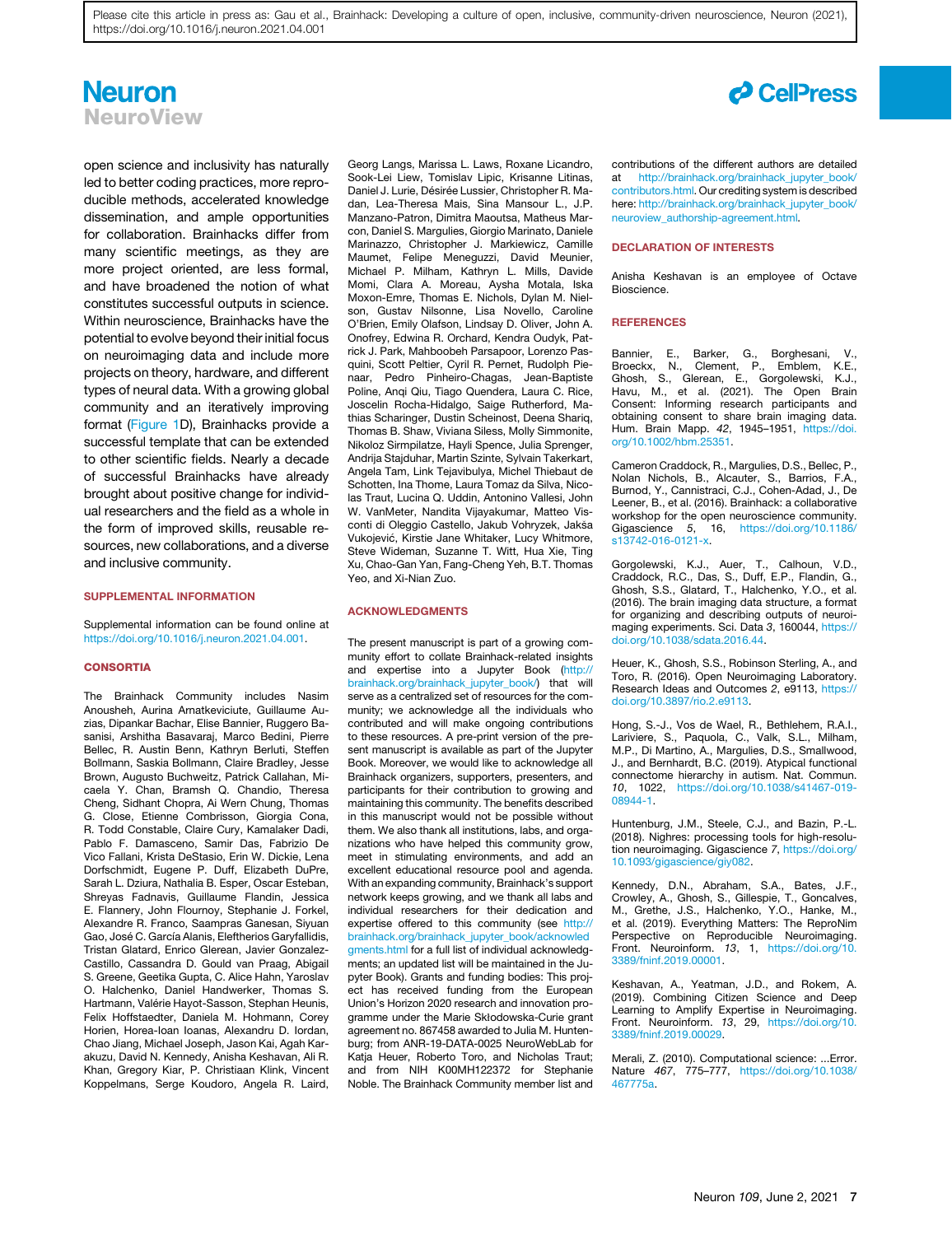open science and inclusivity has naturally led to better coding practices, more reproducible methods, accelerated knowledge dissemination, and ample opportunities for collaboration. Brainhacks differ from many scientific meetings, as they are more project oriented, are less formal, and have broadened the notion of what constitutes successful outputs in science. Within neuroscience, Brainhacks have the potential to evolve beyond their initial focus on neuroimaging data and include more projects on theory, hardware, and different types of neural data. With a growing global community and an iteratively improving format (Figure 1D), Brainhacks provide a successful template that can be extended to other scientific fields. Nearly a decade of successful Brainhacks have already brought about positive change for individual researchers and the field as a whole in the form of improved skills, reusable resources, new collaborations, and a diverse and inclusive community.

## SUPPLEMENTAL INFORMATION

Supplemental information can be found online at https://doi.org/10.1016/j.neuron.2021.04.001.

## CONSORTIA

The Brainhack Community includes Nasim Anousheh, Aurina Arnatkeviciute, Guillaume Auzias, Dipankar Bachar, Elise Bannier, Ruggero Basanisi, Arshitha Basavaraj, Marco Bedini, Pierre Bellec, R. Austin Benn, Kathryn Berluti, Steffen Bollmann, Saskia Bollmann, Claire Bradley, Jesse Brown, Augusto Buchweitz, Patrick Callahan, Micaela Y. Chan, Bramsh Q. Chandio, Theresa Cheng, Sidhant Chopra, Ai Wern Chung, Thomas G. Close, Etienne Combrisson, Giorgia Cona, R. Todd Constable, Claire Cury, Kamalaker Dadi, Pablo F. Damasceno, Samir Das, Fabrizio De Vico Fallani, Krista DeStasio, Erin W. Dickie, Lena Dorfschmidt, Eugene P. Duff, Elizabeth DuPre, Sarah L. Dziura, Nathalia B. Esper, Oscar Esteban, Shreyas Fadnavis, Guillaume Flandin, Jessica E. Flannery, John Flournoy, Stephanie J. Forkel, Alexandre R. Franco, Saampras Ganesan, Siyuan Gao, José C. García Alanis, Eleftherios Garyfallidis, Tristan Glatard, Enrico Glerean, Javier Gonzalez-Castillo, Cassandra D. Gould van Praag, Abigail S. Greene, Geetika Gupta, C. Alice Hahn, Yaroslav O. Halchenko, Daniel Handwerker, Thomas S. Hartmann, Valérie Hayot-Sasson, Stephan Heunis, Felix Hoffstaedter, Daniela M. Hohmann, Corey Horien, Horea-Ioan Ioanas, Alexandru D. Iordan, Chao Jiang, Michael Joseph, Jason Kai, Agah Karakuzu, David N. Kennedy, Anisha Keshavan, Ali R. Khan, Gregory Kiar, P. Christiaan Klink, Vincent Koppelmans, Serge Koudoro, Angela R. Laird, Georg Langs, Marissa L. Laws, Roxane Licandro, Sook-Lei Liew, Tomislav Lipic, Krisanne Litinas, Daniel J. Lurie, Désirée Lussier, Christopher R. Madan, Lea-Theresa Mais, Sina Mansour L., J.P. Manzano-Patron, Dimitra Maoutsa, Matheus Marcon, Daniel S. Margulies, Giorgio Marinato, Daniele Marinazzo, Christopher J. Markiewicz, Camille Maumet, Felipe Meneguzzi, David Meunier, Michael P. Milham, Kathryn L. Mills, Davide Momi, Clara A. Moreau, Aysha Motala, Iska Moxon-Emre, Thomas E. Nichols, Dylan M. Nielson, Gustav Nilsonne, Lisa Novello, Caroline O'Brien, Emily Olafson, Lindsay D. Oliver, John A. Onofrey, Edwina R. Orchard, Kendra Oudyk, Patrick J. Park, Mahboobeh Parsapoor, Lorenzo Pasquini, Scott Peltier, Cyril R. Pernet, Rudolph Pienaar, Pedro Pinheiro-Chagas, Jean-Baptiste Poline, Anqi Qiu, Tiago Quendera, Laura C. Rice, Joscelin Rocha-Hidalgo, Saige Rutherford, Mathias Scharinger, Dustin Scheinost, Deena Shariq, Thomas B. Shaw, Viviana Siless, Molly Simmonite, Nikoloz Sirmpilatze, Hayli Spence, Julia Sprenger, Andrija Stajduhar, Martin Szinte, Sylvain Takerkart, Angela Tam, Link Tejavibulya, Michel Thiebaut de Schotten, Ina Thome, Laura Tomaz da Silva, Nicolas Traut, Lucina Q. Uddin, Antonino Vallesi, John W. VanMeter, Nandita Vijayakumar, Matteo Visconti di Oleggio Castello, Jakub Vohryzek, Jakša Vukojević, Kirstie Jane Whitaker, Lucy Whitmore, Steve Wideman, Suzanne T. Witt, Hua Xie, Ting Xu, Chao-Gan Yan, Fang-Cheng Yeh, B.T. Thomas Yeo, and Xi-Nian Zuo.

## ACKNOWLEDGMENTS

The present manuscript is part of a growing community effort to collate Brainhack-related insights and expertise into a Jupyter Book (http://brainhack.org/brainhack_jupyter_book/) that will serve as a centralized set of resources for the community; we acknowledge all the individuals who contributed and will make ongoing contributions to these resources. A pre-print version of the present manuscript is available as part of the Jupyter Book. Moreover, we would like to acknowledge all Brainhack organizers, supporters, presenters, and participants for their contribution to growing and maintaining this community. The benefits described in this manuscript would not be possible without them. We also thank all institutions, labs, and organizations who have helped this community grow, meet in stimulating environments, and add an excellent educational resource pool and agenda. With an expanding community, Brainhack's support network keeps growing, and we thank all labs and individual researchers for their dedication and expertise offered to this community (see http://brainhack.org/brainhack_jupyter_book/acknowledgments.html for a full list of individual acknowledgments; an updated list will be maintained in the Jupyter Book). Grants and funding bodies: This project has received funding from the European Union's Horizon 2020 research and innovation programme under the Marie Skłodowska-Curie grant agreement no. 867458 awarded to Julia M. Huntenburg; from ANR-19-DATA-0025 NeuroWebLab for Katja Heuer, Roberto Toro, and Nicholas Traut; and from NIH K00MH122372 for Stephanie Noble. The Brainhack Community member list and contributions of the different authors are detailed at http://brainhack.org/brainhack_jupyter_book/contributors.html. Our crediting system is described here: http://brainhack.org/brainhack_jupyter_book/neuroview_authorship-agreement.html.

## DECLARATION OF INTERESTS

Anisha Keshavan is an employee of Octave Bioscience.

## REFERENCES

Bannier, E., Barker, G., Borghesani, V., Broeckx, N., Clement, P., Emblem, K.E., Ghosh, S., Glerean, E., Gorgolewski, K.J., Havu, M., et al. (2021). The Open Brain Consent: Informing research participants and obtaining consent to share brain imaging data. Hum. Brain Mapp. *42*, 1945–1951, https://doi.org/10.1002/hbm.25351.

Cameron Craddock, R., Margulies, D.S., Bellec, P., Nolan Nichols, B., Alcauter, S., Barrios, F.A., Burnod, Y., Cannistraci, C.J., Cohen-Adad, J., De Leener, B., et al. (2016). Brainhack: a collaborative workshop for the open neuroscience community. Gigascience *5*, 16, https://doi.org/10.1186/s13742-016-0121-x.

Gorgolewski, K.J., Auer, T., Calhoun, V.D., Craddock, R.C., Das, S., Duff, E.P., Flandin, G., Ghosh, S.S., Glatard, T., Halchenko, Y.O., et al. (2016). The brain imaging data structure, a format for organizing and describing outputs of neuroimaging experiments. Sci. Data *3*, 160044, https://doi.org/10.1038/sdata.2016.44.

Heuer, K., Ghosh, S.S., Robinson Sterling, A., and Toro, R. (2016). Open Neuroimaging Laboratory. Research Ideas and Outcomes *2*, e9113, https://doi.org/10.3897/rio.2.e9113.

Hong, S.-J., Vos de Wael, R., Bethlehem, R.A.I., Lariviere, S., Paquola, C., Valk, S.L., Milham, M.P., Di Martino, A., Margulies, D.S., Smallwood, J., and Bernhardt, B.C. (2019). Atypical functional connectome hierarchy in autism. Nat. Commun. *10*, 1022, https://doi.org/10.1038/s41467-019-08944-1.

Huntenburg, J.M., Steele, C.J., and Bazin, P.-L. (2018). Nighres: processing tools for high-resolution neuroimaging. Gigascience *7*, https://doi.org/10.1093/gigascience/giy082.

Kennedy, D.N., Abraham, S.A., Bates, J.F., Crowley, A., Ghosh, S., Gillespie, T., Goncalves, M., Grethe, J.S., Halchenko, Y.O., Hanke, M., et al. (2019). Everything Matters: The ReproNim Perspective on Reproducible Neuroimaging. Front. Neuroinform. *13*, 1, https://doi.org/10.3389/fninf.2019.00001.

Keshavan, A., Yeatman, J.D., and Rokem, A. (2019). Combining Citizen Science and Deep Learning to Amplify Expertise in Neuroimaging. Front. Neuroinform. *13*, 29, https://doi.org/10.3389/fninf.2019.00029.

Merali, Z. (2010). Computational science: ...Error. Nature *467*, 775–777, https://doi.org/10.1038/467775a.